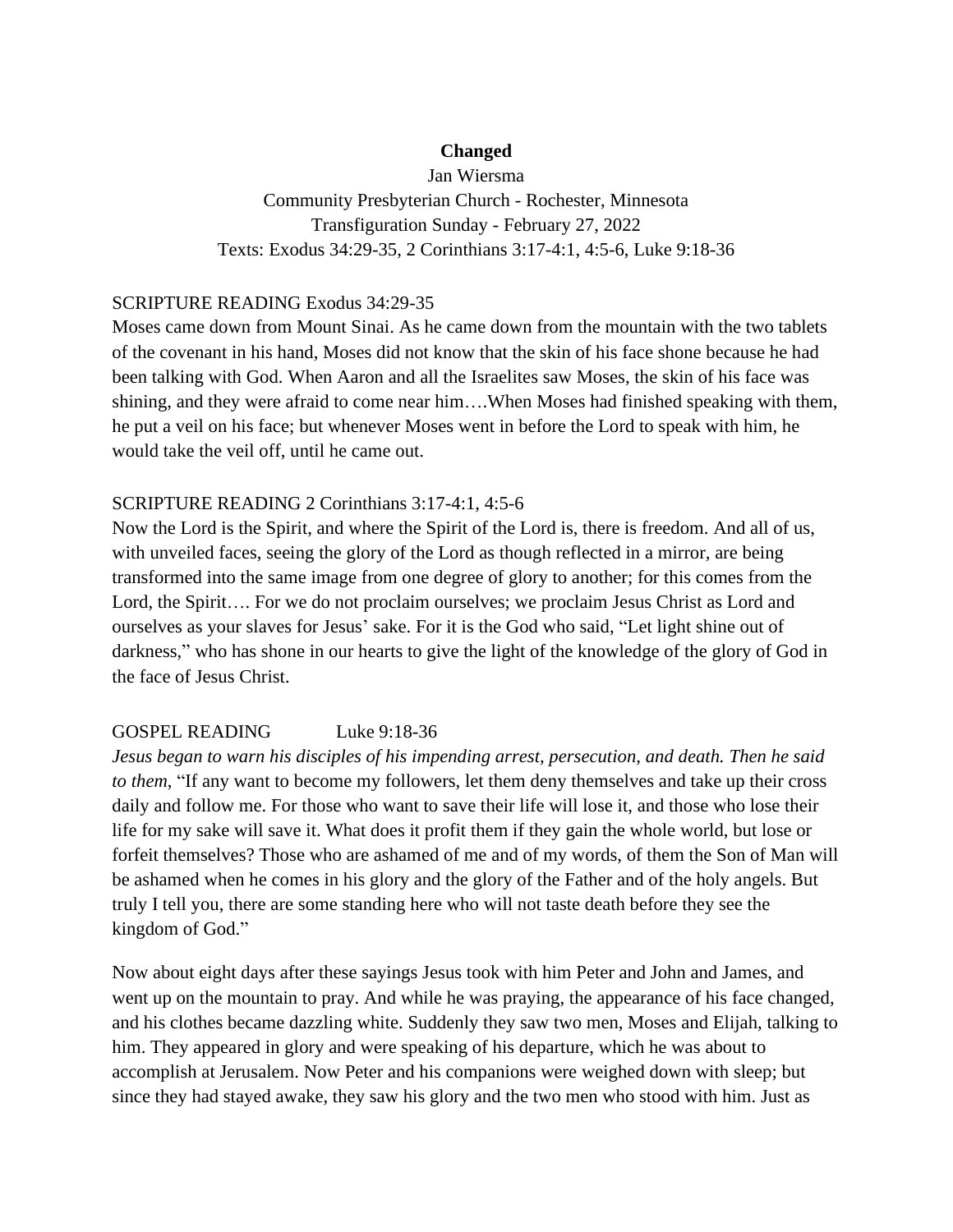# Changed

Jan Wiersma
Community Presbyterian Church - Rochester, Minnesota
Transfiguration Sunday - February 27, 2022
Texts: Exodus 34:29-35, 2 Corinthians 3:17-4:1, 4:5-6, Luke 9:18-36

SCRIPTURE READING Exodus 34:29-35

Moses came down from Mount Sinai. As he came down from the mountain with the two tablets of the covenant in his hand, Moses did not know that the skin of his face shone because he had been talking with God. When Aaron and all the Israelites saw Moses, the skin of his face was shining, and they were afraid to come near him….When Moses had finished speaking with them, he put a veil on his face; but whenever Moses went in before the Lord to speak with him, he would take the veil off, until he came out.

SCRIPTURE READING 2 Corinthians 3:17-4:1, 4:5-6

Now the Lord is the Spirit, and where the Spirit of the Lord is, there is freedom. And all of us, with unveiled faces, seeing the glory of the Lord as though reflected in a mirror, are being transformed into the same image from one degree of glory to another; for this comes from the Lord, the Spirit…. For we do not proclaim ourselves; we proclaim Jesus Christ as Lord and ourselves as your slaves for Jesus' sake. For it is the God who said, "Let light shine out of darkness," who has shone in our hearts to give the light of the knowledge of the glory of God in the face of Jesus Christ.

GOSPEL READING Luke 9:18-36

*Jesus began to warn his disciples of his impending arrest, persecution, and death. Then he said to them*, "If any want to become my followers, let them deny themselves and take up their cross daily and follow me. For those who want to save their life will lose it, and those who lose their life for my sake will save it. What does it profit them if they gain the whole world, but lose or forfeit themselves? Those who are ashamed of me and of my words, of them the Son of Man will be ashamed when he comes in his glory and the glory of the Father and of the holy angels. But truly I tell you, there are some standing here who will not taste death before they see the kingdom of God."

Now about eight days after these sayings Jesus took with him Peter and John and James, and went up on the mountain to pray. And while he was praying, the appearance of his face changed, and his clothes became dazzling white. Suddenly they saw two men, Moses and Elijah, talking to him. They appeared in glory and were speaking of his departure, which he was about to accomplish at Jerusalem. Now Peter and his companions were weighed down with sleep; but since they had stayed awake, they saw his glory and the two men who stood with him. Just as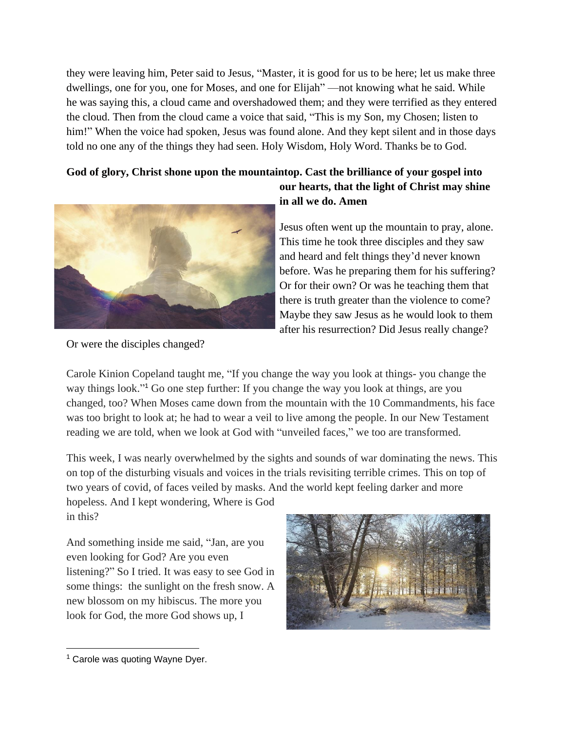they were leaving him, Peter said to Jesus, "Master, it is good for us to be here; let us make three dwellings, one for you, one for Moses, and one for Elijah" —not knowing what he said. While he was saying this, a cloud came and overshadowed them; and they were terrified as they entered the cloud. Then from the cloud came a voice that said, "This is my Son, my Chosen; listen to him!" When the voice had spoken, Jesus was found alone. And they kept silent and in those days told no one any of the things they had seen. Holy Wisdom, Holy Word. Thanks be to God.

**God of glory, Christ shone upon the mountaintop. Cast the brilliance of your gospel into our hearts, that the light of Christ may shine in all we do. Amen**

Jesus often went up the mountain to pray, alone. This time he took three disciples and they saw and heard and felt things they'd never known before. Was he preparing them for his suffering? Or for their own? Or was he teaching them that there is truth greater than the violence to come? Maybe they saw Jesus as he would look to them after his resurrection? Did Jesus really change? Or were the disciples changed?

Carole Kinion Copeland taught me, "If you change the way you look at things- you change the way things look."[1] Go one step further: If you change the way you look at things, are you changed, too? When Moses came down from the mountain with the 10 Commandments, his face was too bright to look at; he had to wear a veil to live among the people. In our New Testament reading we are told, when we look at God with "unveiled faces," we too are transformed.

This week, I was nearly overwhelmed by the sights and sounds of war dominating the news. This on top of the disturbing visuals and voices in the trials revisiting terrible crimes. This on top of two years of covid, of faces veiled by masks. And the world kept feeling darker and more hopeless. And I kept wondering, Where is God in this?

And something inside me said, "Jan, are you even looking for God? Are you even listening?" So I tried. It was easy to see God in some things: the sunlight on the fresh snow. A new blossom on my hibiscus. The more you look for God, the more God shows up, I

[1] Carole was quoting Wayne Dyer.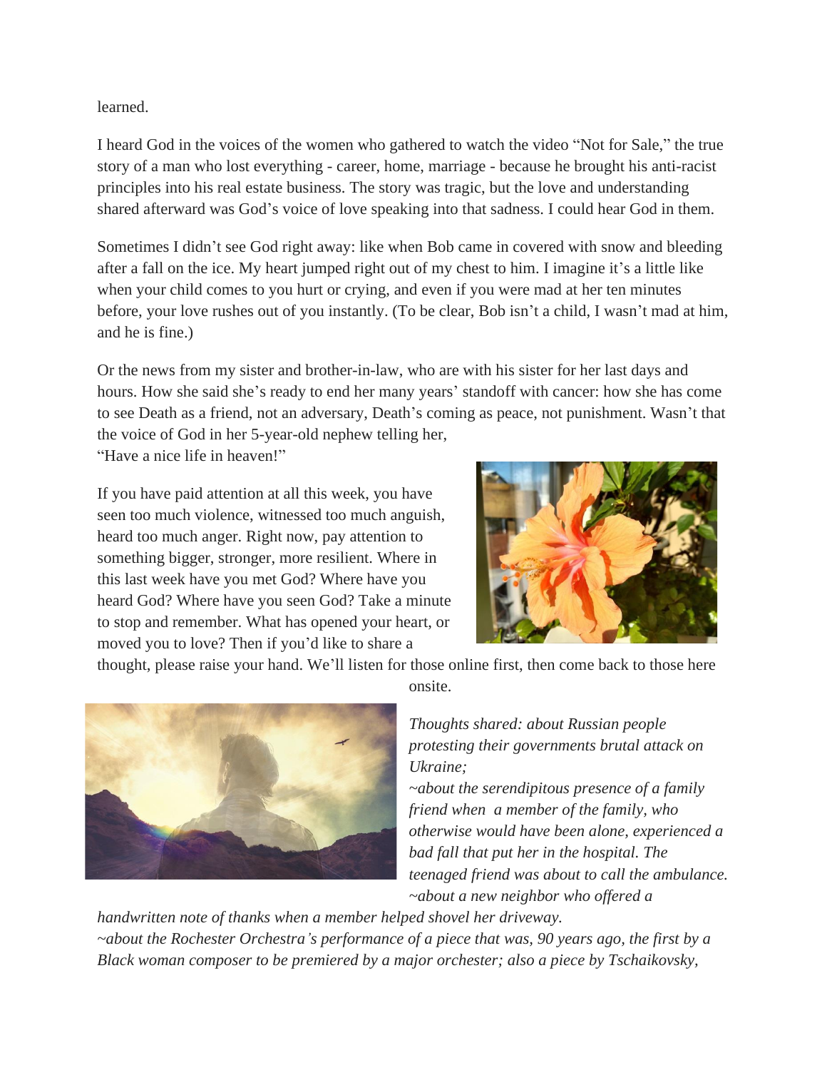learned.

I heard God in the voices of the women who gathered to watch the video "Not for Sale," the true story of a man who lost everything - career, home, marriage - because he brought his anti-racist principles into his real estate business. The story was tragic, but the love and understanding shared afterward was God's voice of love speaking into that sadness. I could hear God in them.

Sometimes I didn't see God right away: like when Bob came in covered with snow and bleeding after a fall on the ice. My heart jumped right out of my chest to him. I imagine it's a little like when your child comes to you hurt or crying, and even if you were mad at her ten minutes before, your love rushes out of you instantly. (To be clear, Bob isn't a child, I wasn't mad at him, and he is fine.)

Or the news from my sister and brother-in-law, who are with his sister for her last days and hours. How she said she's ready to end her many years' standoff with cancer: how she has come to see Death as a friend, not an adversary, Death's coming as peace, not punishment. Wasn't that the voice of God in her 5-year-old nephew telling her,
"Have a nice life in heaven!"

If you have paid attention at all this week, you have seen too much violence, witnessed too much anguish, heard too much anger. Right now, pay attention to something bigger, stronger, more resilient. Where in this last week have you met God? Where have you heard God? Where have you seen God? Take a minute to stop and remember. What has opened your heart, or moved you to love? Then if you'd like to share a thought, please raise your hand. We'll listen for those online first, then come back to those here onsite.

*Thoughts shared: about Russian people protesting their governments brutal attack on Ukraine;*
*~about the serendipitous presence of a family friend when a member of the family, who otherwise would have been alone, experienced a bad fall that put her in the hospital. The teenaged friend was about to call the ambulance.*
*~about a new neighbor who offered a handwritten note of thanks when a member helped shovel her driveway.*
*~about the Rochester Orchestra's performance of a piece that was, 90 years ago, the first by a Black woman composer to be premiered by a major orchester; also a piece by Tschaikovsky,*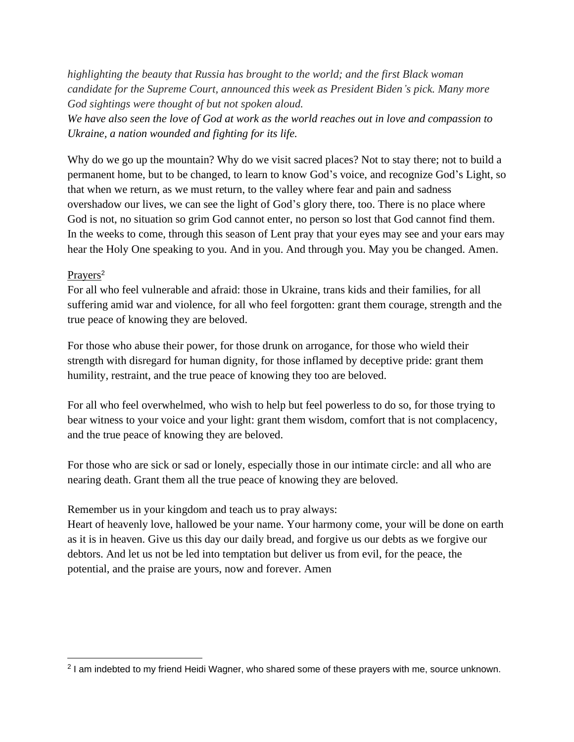*highlighting the beauty that Russia has brought to the world; and the first Black woman candidate for the Supreme Court, announced this week as President Biden's pick. Many more God sightings were thought of but not spoken aloud.*
*We have also seen the love of God at work as the world reaches out in love and compassion to Ukraine, a nation wounded and fighting for its life.*

Why do we go up the mountain? Why do we visit sacred places? Not to stay there; not to build a permanent home, but to be changed, to learn to know God's voice, and recognize God's Light, so that when we return, as we must return, to the valley where fear and pain and sadness overshadow our lives, we can see the light of God's glory there, too. There is no place where God is not, no situation so grim God cannot enter, no person so lost that God cannot find them. In the weeks to come, through this season of Lent pray that your eyes may see and your ears may hear the Holy One speaking to you. And in you. And through you. May you be changed. Amen.

Prayers[2]

For all who feel vulnerable and afraid: those in Ukraine, trans kids and their families, for all suffering amid war and violence, for all who feel forgotten: grant them courage, strength and the true peace of knowing they are beloved.

For those who abuse their power, for those drunk on arrogance, for those who wield their strength with disregard for human dignity, for those inflamed by deceptive pride: grant them humility, restraint, and the true peace of knowing they too are beloved.

For all who feel overwhelmed, who wish to help but feel powerless to do so, for those trying to bear witness to your voice and your light: grant them wisdom, comfort that is not complacency, and the true peace of knowing they are beloved.

For those who are sick or sad or lonely, especially those in our intimate circle: and all who are nearing death. Grant them all the true peace of knowing they are beloved.

Remember us in your kingdom and teach us to pray always:
Heart of heavenly love, hallowed be your name. Your harmony come, your will be done on earth as it is in heaven. Give us this day our daily bread, and forgive us our debts as we forgive our debtors. And let us not be led into temptation but deliver us from evil, for the peace, the potential, and the praise are yours, now and forever. Amen

[2] I am indebted to my friend Heidi Wagner, who shared some of these prayers with me, source unknown.